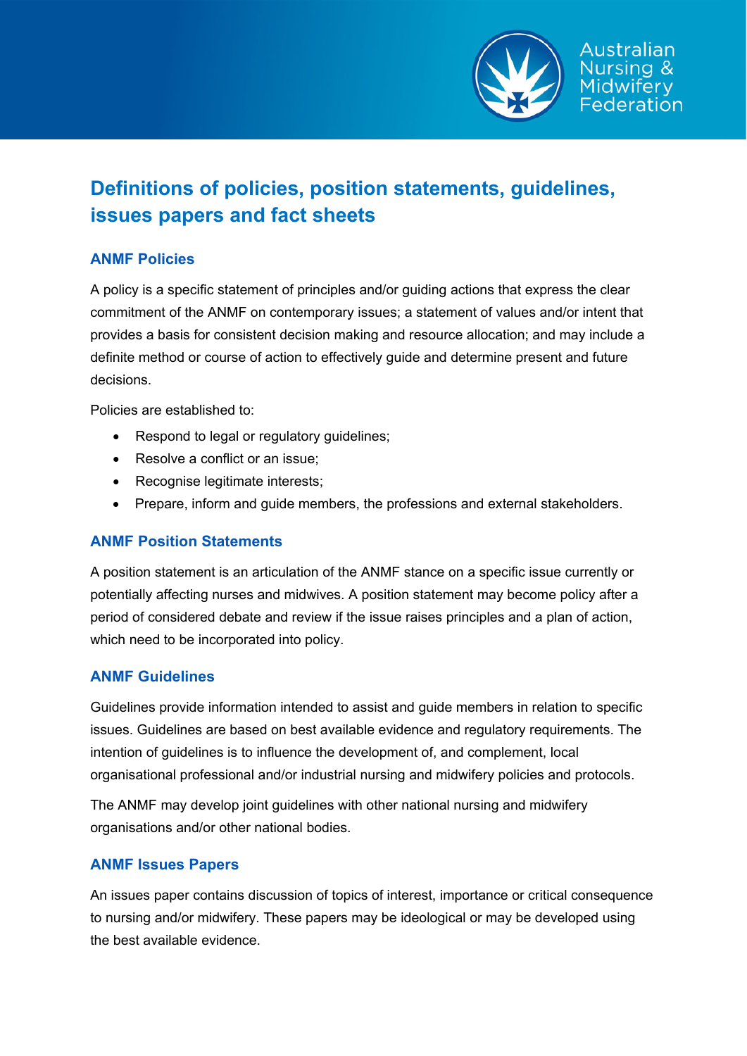# Definitions of policies, position statements, guidelines, issues papers and fact sheets

## ANMF Policies

A policy is a specific statement of principles and/or guiding actions that express the clear commitment of the ANMF on contemporary issues; a statement of values and/or intent that provides a basis for consistent decision making and resource allocation; and may include a definite method or course of action to effectively guide and determine present and future decisions.

Policies are established to:

- Respond to legal or regulatory guidelines;
- Resolve a conflict or an issue;
- Recognise legitimate interests;
- Prepare, inform and guide members, the professions and external stakeholders.

## ANMF Position Statements

A position statement is an articulation of the ANMF stance on a specific issue currently or potentially affecting nurses and midwives. A position statement may become policy after a period of considered debate and review if the issue raises principles and a plan of action, which need to be incorporated into policy.

## ANMF Guidelines

Guidelines provide information intended to assist and guide members in relation to specific issues. Guidelines are based on best available evidence and regulatory requirements. The intention of guidelines is to influence the development of, and complement, local organisational professional and/or industrial nursing and midwifery policies and protocols.

The ANMF may develop joint guidelines with other national nursing and midwifery organisations and/or other national bodies.

## ANMF Issues Papers

An issues paper contains discussion of topics of interest, importance or critical consequence to nursing and/or midwifery. These papers may be ideological or may be developed using the best available evidence.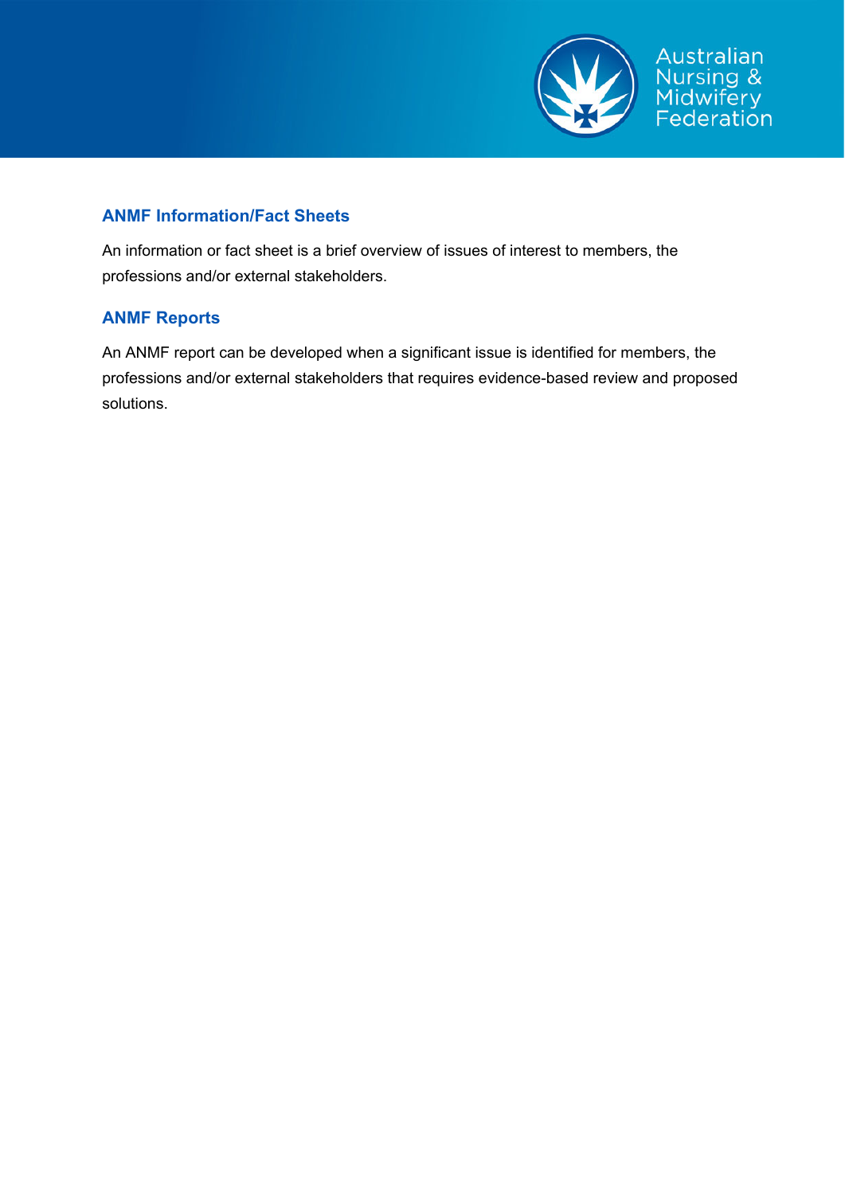## ANMF Information/Fact Sheets

An information or fact sheet is a brief overview of issues of interest to members, the professions and/or external stakeholders.

## ANMF Reports

An ANMF report can be developed when a significant issue is identified for members, the professions and/or external stakeholders that requires evidence-based review and proposed solutions.